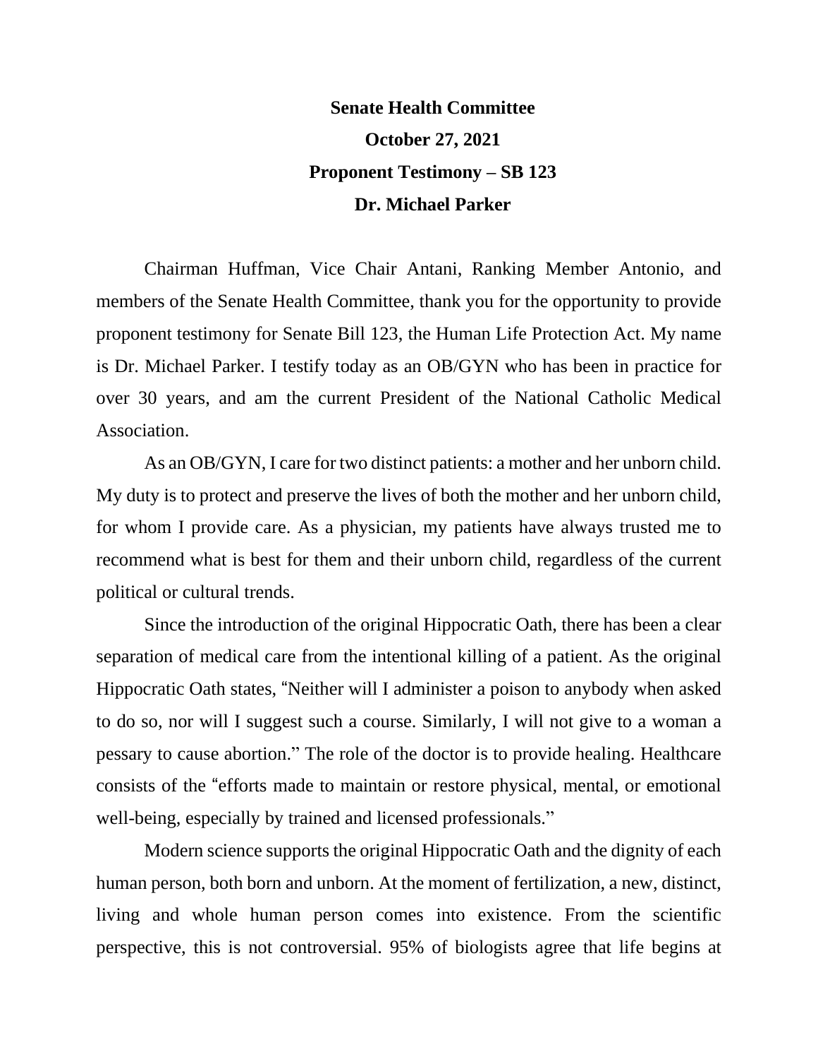**Senate Health Committee**

**October 27, 2021**

**Proponent Testimony – SB 123**

**Dr. Michael Parker**

Chairman Huffman, Vice Chair Antani, Ranking Member Antonio, and members of the Senate Health Committee, thank you for the opportunity to provide proponent testimony for Senate Bill 123, the Human Life Protection Act. My name is Dr. Michael Parker. I testify today as an OB/GYN who has been in practice for over 30 years, and am the current President of the National Catholic Medical Association.

As an OB/GYN, I care for two distinct patients: a mother and her unborn child. My duty is to protect and preserve the lives of both the mother and her unborn child, for whom I provide care. As a physician, my patients have always trusted me to recommend what is best for them and their unborn child, regardless of the current political or cultural trends.

Since the introduction of the original Hippocratic Oath, there has been a clear separation of medical care from the intentional killing of a patient. As the original Hippocratic Oath states, "Neither will I administer a poison to anybody when asked to do so, nor will I suggest such a course. Similarly, I will not give to a woman a pessary to cause abortion." The role of the doctor is to provide healing. Healthcare consists of the "efforts made to maintain or restore physical, mental, or emotional well-being, especially by trained and licensed professionals."

Modern science supports the original Hippocratic Oath and the dignity of each human person, both born and unborn. At the moment of fertilization, a new, distinct, living and whole human person comes into existence. From the scientific perspective, this is not controversial. 95% of biologists agree that life begins at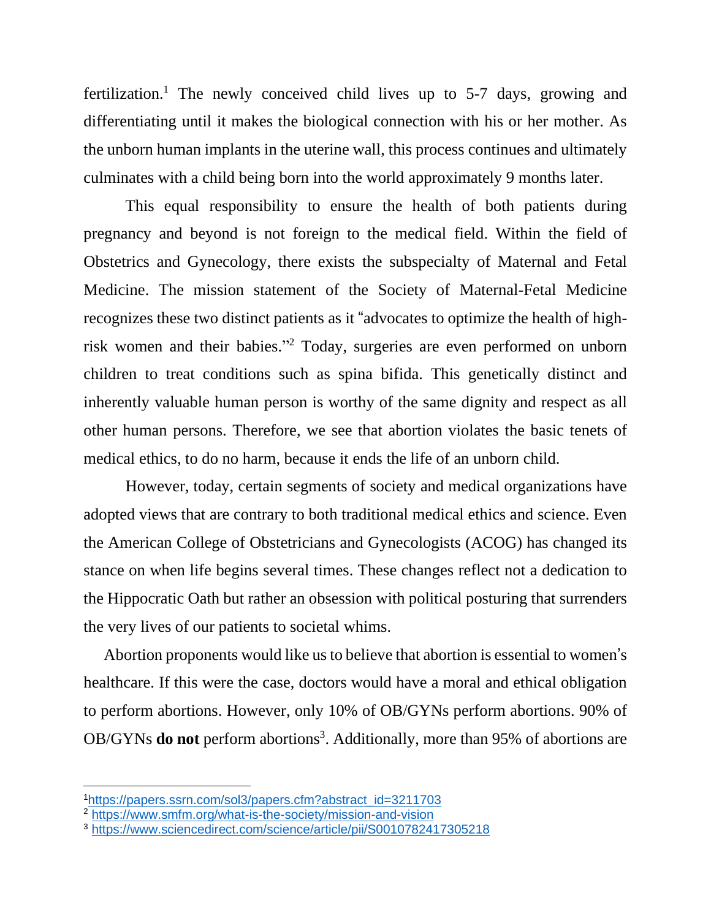fertilization.[1] The newly conceived child lives up to 5-7 days, growing and differentiating until it makes the biological connection with his or her mother. As the unborn human implants in the uterine wall, this process continues and ultimately culminates with a child being born into the world approximately 9 months later.

This equal responsibility to ensure the health of both patients during pregnancy and beyond is not foreign to the medical field. Within the field of Obstetrics and Gynecology, there exists the subspecialty of Maternal and Fetal Medicine. The mission statement of the Society of Maternal-Fetal Medicine recognizes these two distinct patients as it "advocates to optimize the health of high-risk women and their babies."[2] Today, surgeries are even performed on unborn children to treat conditions such as spina bifida. This genetically distinct and inherently valuable human person is worthy of the same dignity and respect as all other human persons. Therefore, we see that abortion violates the basic tenets of medical ethics, to do no harm, because it ends the life of an unborn child.

However, today, certain segments of society and medical organizations have adopted views that are contrary to both traditional medical ethics and science. Even the American College of Obstetricians and Gynecologists (ACOG) has changed its stance on when life begins several times. These changes reflect not a dedication to the Hippocratic Oath but rather an obsession with political posturing that surrenders the very lives of our patients to societal whims.

Abortion proponents would like us to believe that abortion is essential to women's healthcare. If this were the case, doctors would have a moral and ethical obligation to perform abortions. However, only 10% of OB/GYNs perform abortions. 90% of OB/GYNs **do not** perform abortions[3]. Additionally, more than 95% of abortions are

---

[1] https://papers.ssrn.com/sol3/papers.cfm?abstract_id=3211703

[2] https://www.smfm.org/what-is-the-society/mission-and-vision

[3] https://www.sciencedirect.com/science/article/pii/S0010782417305218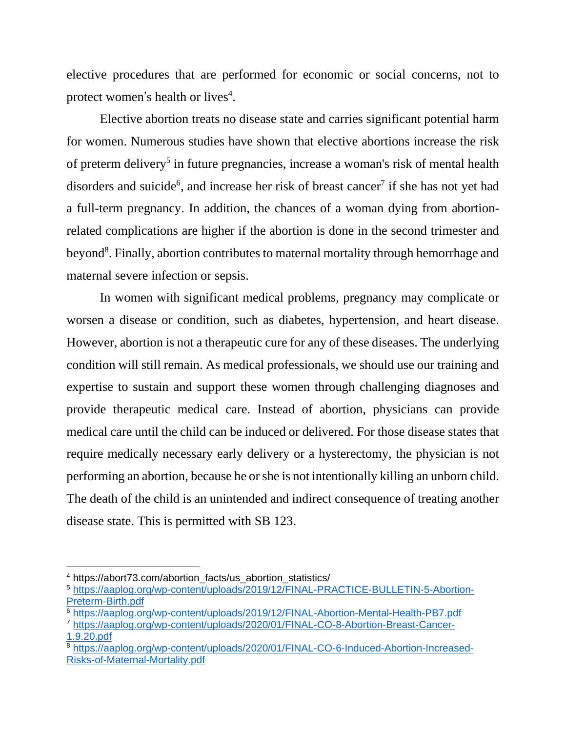elective procedures that are performed for economic or social concerns, not to protect women's health or lives[4].

Elective abortion treats no disease state and carries significant potential harm for women. Numerous studies have shown that elective abortions increase the risk of preterm delivery[5] in future pregnancies, increase a woman's risk of mental health disorders and suicide[6], and increase her risk of breast cancer[7] if she has not yet had a full-term pregnancy. In addition, the chances of a woman dying from abortion-related complications are higher if the abortion is done in the second trimester and beyond[8]. Finally, abortion contributes to maternal mortality through hemorrhage and maternal severe infection or sepsis.

In women with significant medical problems, pregnancy may complicate or worsen a disease or condition, such as diabetes, hypertension, and heart disease. However, abortion is not a therapeutic cure for any of these diseases. The underlying condition will still remain. As medical professionals, we should use our training and expertise to sustain and support these women through challenging diagnoses and provide therapeutic medical care. Instead of abortion, physicians can provide medical care until the child can be induced or delivered. For those disease states that require medically necessary early delivery or a hysterectomy, the physician is not performing an abortion, because he or she is not intentionally killing an unborn child. The death of the child is an unintended and indirect consequence of treating another disease state. This is permitted with SB 123.

---

[4] https://abort73.com/abortion_facts/us_abortion_statistics/

[5] https://aaplog.org/wp-content/uploads/2019/12/FINAL-PRACTICE-BULLETIN-5-Abortion-Preterm-Birth.pdf

[6] https://aaplog.org/wp-content/uploads/2019/12/FINAL-Abortion-Mental-Health-PB7.pdf

[7] https://aaplog.org/wp-content/uploads/2020/01/FINAL-CO-8-Abortion-Breast-Cancer-1.9.20.pdf

[8] https://aaplog.org/wp-content/uploads/2020/01/FINAL-CO-6-Induced-Abortion-Increased-Risks-of-Maternal-Mortality.pdf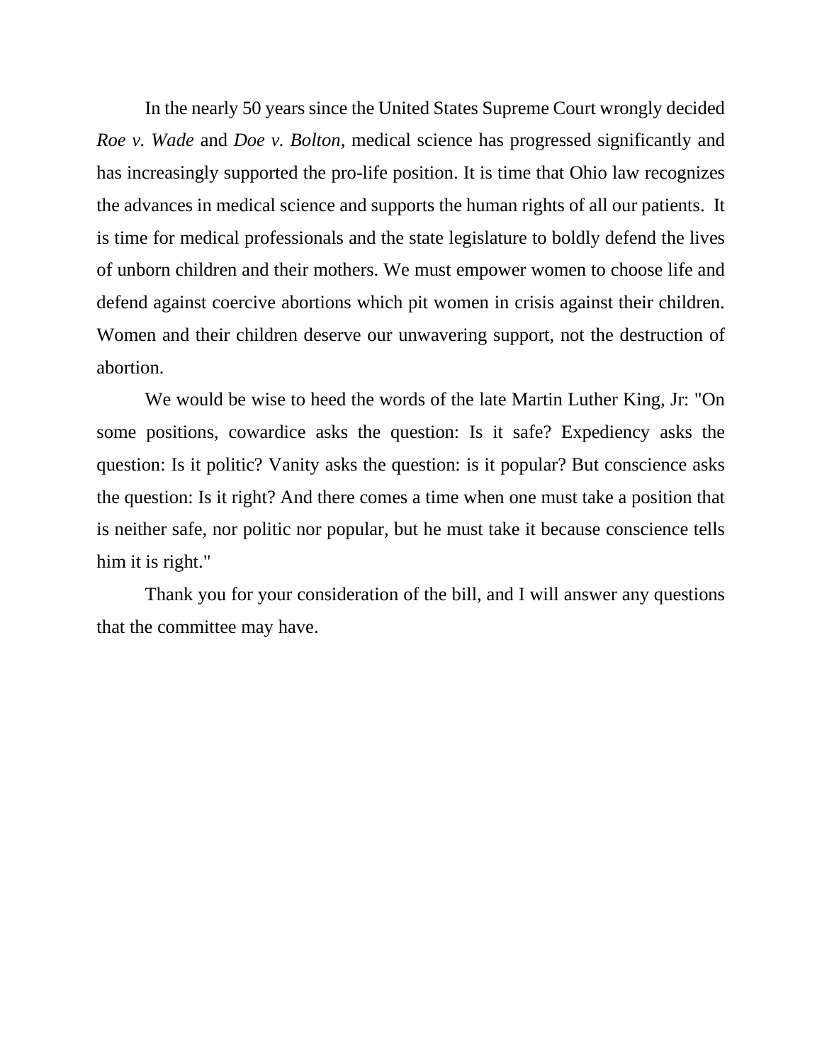In the nearly 50 years since the United States Supreme Court wrongly decided *Roe v. Wade* and *Doe v. Bolton*, medical science has progressed significantly and has increasingly supported the pro-life position. It is time that Ohio law recognizes the advances in medical science and supports the human rights of all our patients. It is time for medical professionals and the state legislature to boldly defend the lives of unborn children and their mothers. We must empower women to choose life and defend against coercive abortions which pit women in crisis against their children. Women and their children deserve our unwavering support, not the destruction of abortion.

We would be wise to heed the words of the late Martin Luther King, Jr: "On some positions, cowardice asks the question: Is it safe? Expediency asks the question: Is it politic? Vanity asks the question: is it popular? But conscience asks the question: Is it right? And there comes a time when one must take a position that is neither safe, nor politic nor popular, but he must take it because conscience tells him it is right."

Thank you for your consideration of the bill, and I will answer any questions that the committee may have.